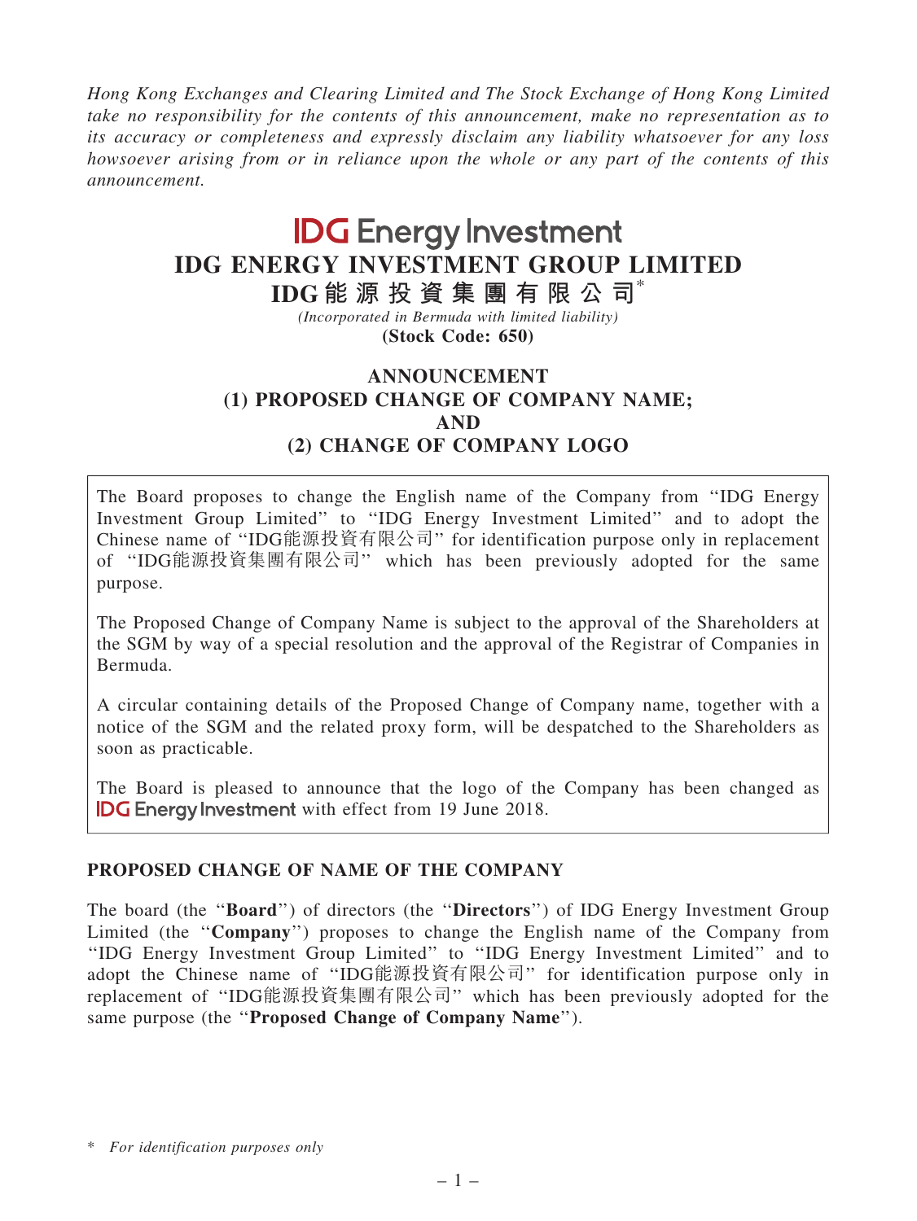*Hong Kong Exchanges and Clearing Limited and The Stock Exchange of Hong Kong Limited take no responsibility for the contents of this announcement, make no representation as to its accuracy or completeness and expressly disclaim any liability whatsoever for any loss howsoever arising from or in reliance upon the whole or any part of the contents of this announcement.*

IDG Energy Investment

# IDG ENERGY INVESTMENT GROUP LIMITED

# IDG能源投資集團有限公司*

*(Incorporated in Bermuda with limited liability)*

**(Stock Code: 650)**

## ANNOUNCEMENT
## (1) PROPOSED CHANGE OF COMPANY NAME;
## AND
## (2) CHANGE OF COMPANY LOGO

The Board proposes to change the English name of the Company from "IDG Energy Investment Group Limited" to "IDG Energy Investment Limited" and to adopt the Chinese name of "IDG能源投資有限公司" for identification purpose only in replacement of "IDG能源投資集團有限公司" which has been previously adopted for the same purpose.

The Proposed Change of Company Name is subject to the approval of the Shareholders at the SGM by way of a special resolution and the approval of the Registrar of Companies in Bermuda.

A circular containing details of the Proposed Change of Company name, together with a notice of the SGM and the related proxy form, will be despatched to the Shareholders as soon as practicable.

The Board is pleased to announce that the logo of the Company has been changed as IDG Energy Investment with effect from 19 June 2018.

## PROPOSED CHANGE OF NAME OF THE COMPANY

The board (the "**Board**") of directors (the "**Directors**") of IDG Energy Investment Group Limited (the "**Company**") proposes to change the English name of the Company from "IDG Energy Investment Group Limited" to "IDG Energy Investment Limited" and to adopt the Chinese name of "IDG能源投資有限公司" for identification purpose only in replacement of "IDG能源投資集團有限公司" which has been previously adopted for the same purpose (the "**Proposed Change of Company Name**").

\* *For identification purposes only*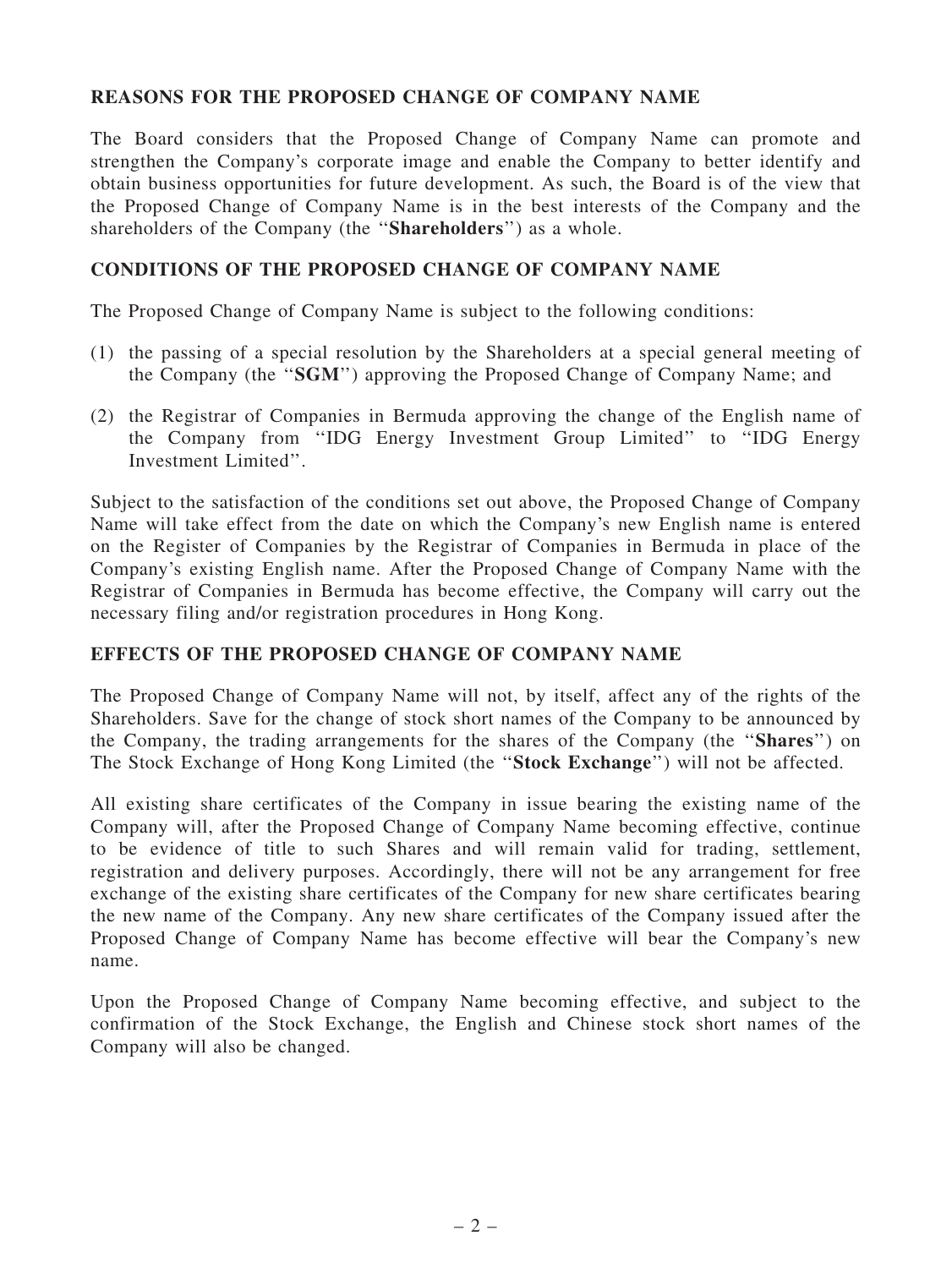## REASONS FOR THE PROPOSED CHANGE OF COMPANY NAME

The Board considers that the Proposed Change of Company Name can promote and strengthen the Company's corporate image and enable the Company to better identify and obtain business opportunities for future development. As such, the Board is of the view that the Proposed Change of Company Name is in the best interests of the Company and the shareholders of the Company (the "**Shareholders**") as a whole.

## CONDITIONS OF THE PROPOSED CHANGE OF COMPANY NAME

The Proposed Change of Company Name is subject to the following conditions:

(1) the passing of a special resolution by the Shareholders at a special general meeting of the Company (the "**SGM**") approving the Proposed Change of Company Name; and

(2) the Registrar of Companies in Bermuda approving the change of the English name of the Company from "IDG Energy Investment Group Limited" to "IDG Energy Investment Limited".

Subject to the satisfaction of the conditions set out above, the Proposed Change of Company Name will take effect from the date on which the Company's new English name is entered on the Register of Companies by the Registrar of Companies in Bermuda in place of the Company's existing English name. After the Proposed Change of Company Name with the Registrar of Companies in Bermuda has become effective, the Company will carry out the necessary filing and/or registration procedures in Hong Kong.

## EFFECTS OF THE PROPOSED CHANGE OF COMPANY NAME

The Proposed Change of Company Name will not, by itself, affect any of the rights of the Shareholders. Save for the change of stock short names of the Company to be announced by the Company, the trading arrangements for the shares of the Company (the "**Shares**") on The Stock Exchange of Hong Kong Limited (the "**Stock Exchange**") will not be affected.

All existing share certificates of the Company in issue bearing the existing name of the Company will, after the Proposed Change of Company Name becoming effective, continue to be evidence of title to such Shares and will remain valid for trading, settlement, registration and delivery purposes. Accordingly, there will not be any arrangement for free exchange of the existing share certificates of the Company for new share certificates bearing the new name of the Company. Any new share certificates of the Company issued after the Proposed Change of Company Name has become effective will bear the Company's new name.

Upon the Proposed Change of Company Name becoming effective, and subject to the confirmation of the Stock Exchange, the English and Chinese stock short names of the Company will also be changed.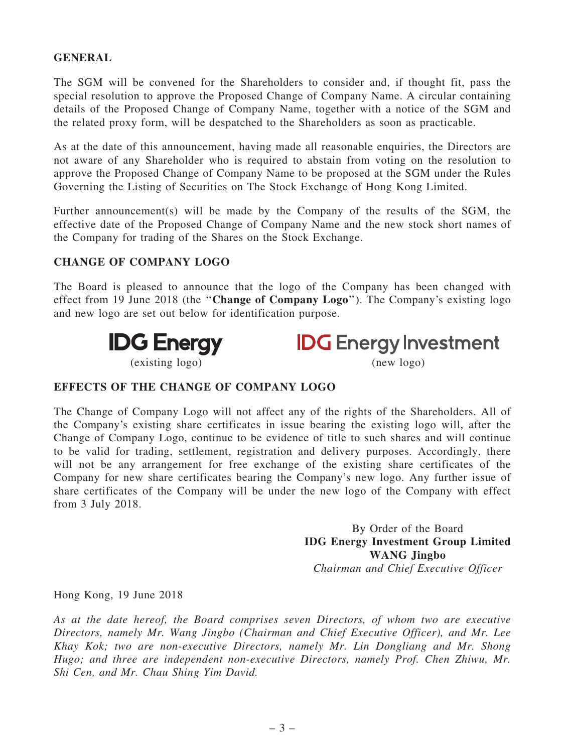## GENERAL

The SGM will be convened for the Shareholders to consider and, if thought fit, pass the special resolution to approve the Proposed Change of Company Name. A circular containing details of the Proposed Change of Company Name, together with a notice of the SGM and the related proxy form, will be despatched to the Shareholders as soon as practicable.

As at the date of this announcement, having made all reasonable enquiries, the Directors are not aware of any Shareholder who is required to abstain from voting on the resolution to approve the Proposed Change of Company Name to be proposed at the SGM under the Rules Governing the Listing of Securities on The Stock Exchange of Hong Kong Limited.

Further announcement(s) will be made by the Company of the results of the SGM, the effective date of the Proposed Change of Company Name and the new stock short names of the Company for trading of the Shares on the Stock Exchange.

## CHANGE OF COMPANY LOGO

The Board is pleased to announce that the logo of the Company has been changed with effect from 19 June 2018 (the "**Change of Company Logo**"). The Company's existing logo and new logo are set out below for identification purpose.

IDG Energy
(existing logo)

IDG Energy Investment
(new logo)

## EFFECTS OF THE CHANGE OF COMPANY LOGO

The Change of Company Logo will not affect any of the rights of the Shareholders. All of the Company's existing share certificates in issue bearing the existing logo will, after the Change of Company Logo, continue to be evidence of title to such shares and will continue to be valid for trading, settlement, registration and delivery purposes. Accordingly, there will not be any arrangement for free exchange of the existing share certificates of the Company for new share certificates bearing the Company's new logo. Any further issue of share certificates of the Company will be under the new logo of the Company with effect from 3 July 2018.

By Order of the Board
**IDG Energy Investment Group Limited**
**WANG Jingbo**
*Chairman and Chief Executive Officer*

Hong Kong, 19 June 2018

*As at the date hereof, the Board comprises seven Directors, of whom two are executive Directors, namely Mr. Wang Jingbo (Chairman and Chief Executive Officer), and Mr. Lee Khay Kok; two are non-executive Directors, namely Mr. Lin Dongliang and Mr. Shong Hugo; and three are independent non-executive Directors, namely Prof. Chen Zhiwu, Mr. Shi Cen, and Mr. Chau Shing Yim David.*